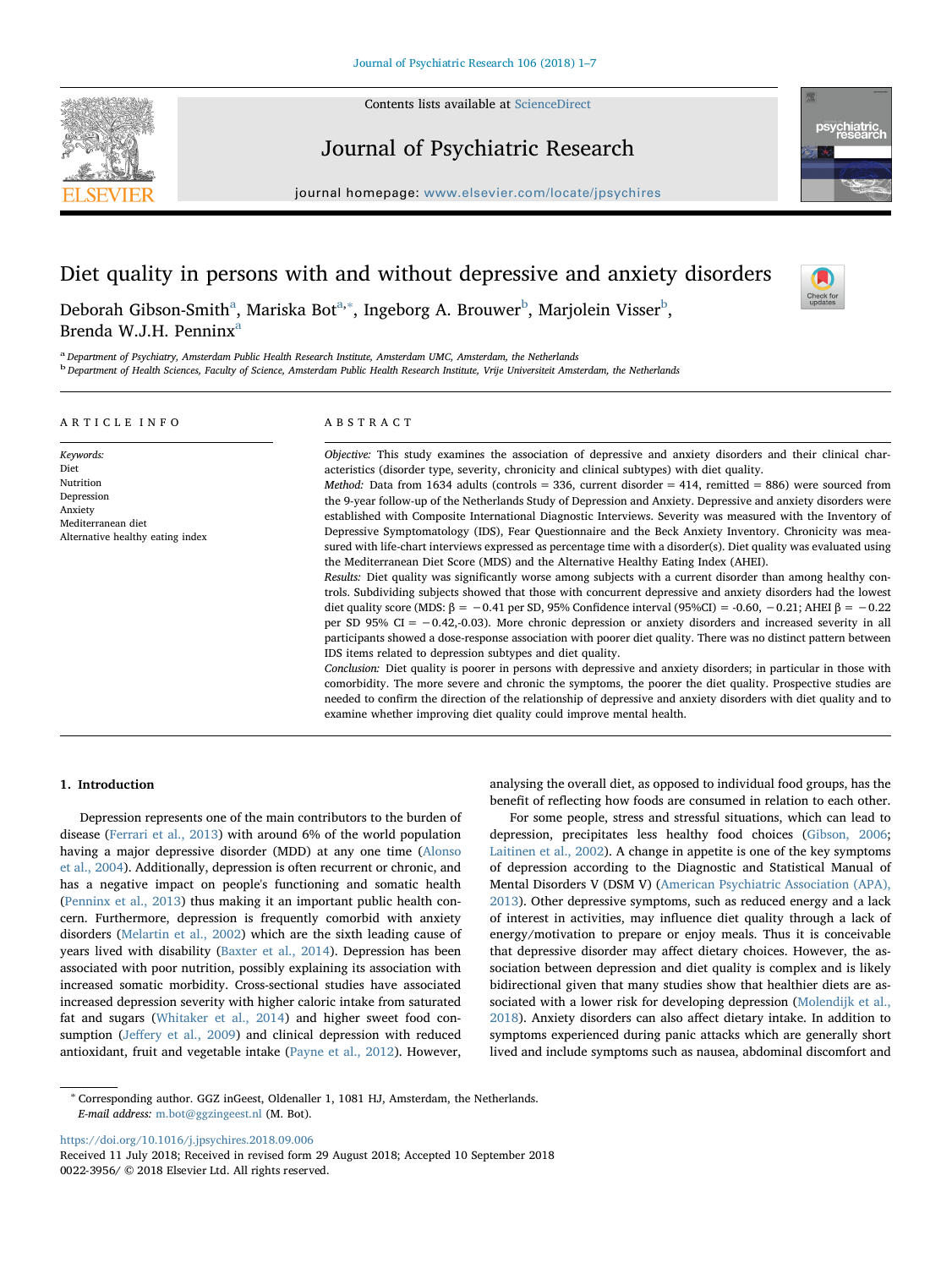# Diet quality in persons with and without depressive and anxiety disorders

Deborah Gibson-Smith[a], Mariska Bot[a,*], Ingeborg A. Brouwer[b], Marjolein Visser[b], Brenda W.J.H. Penninx[a]

[a] Department of Psychiatry, Amsterdam Public Health Research Institute, Amsterdam UMC, Amsterdam, the Netherlands

[b] Department of Health Sciences, Faculty of Science, Amsterdam Public Health Research Institute, Vrije Universiteit Amsterdam, the Netherlands

## ARTICLE INFO

*Keywords:*
Diet
Nutrition
Depression
Anxiety
Mediterranean diet
Alternative healthy eating index

## ABSTRACT

*Objective:* This study examines the association of depressive and anxiety disorders and their clinical characteristics (disorder type, severity, chronicity and clinical subtypes) with diet quality.

*Method:* Data from 1634 adults (controls = 336, current disorder = 414, remitted = 886) were sourced from the 9-year follow-up of the Netherlands Study of Depression and Anxiety. Depressive and anxiety disorders were established with Composite International Diagnostic Interviews. Severity was measured with the Inventory of Depressive Symptomatology (IDS), Fear Questionnaire and the Beck Anxiety Inventory. Chronicity was measured with life-chart interviews expressed as percentage time with a disorder(s). Diet quality was evaluated using the Mediterranean Diet Score (MDS) and the Alternative Healthy Eating Index (AHEI).

*Results:* Diet quality was significantly worse among subjects with a current disorder than among healthy controls. Subdividing subjects showed that those with concurrent depressive and anxiety disorders had the lowest diet quality score (MDS: $\beta = -0.41$ per SD, 95% Confidence interval (95%CI) = -0.60, −0.21; AHEI $\beta = -0.22$ per SD 95% CI = −0.42,-0.03). More chronic depression or anxiety disorders and increased severity in all participants showed a dose-response association with poorer diet quality. There was no distinct pattern between IDS items related to depression subtypes and diet quality.

*Conclusion:* Diet quality is poorer in persons with depressive and anxiety disorders; in particular in those with comorbidity. The more severe and chronic the symptoms, the poorer the diet quality. Prospective studies are needed to confirm the direction of the relationship of depressive and anxiety disorders with diet quality and to examine whether improving diet quality could improve mental health.

## 1. Introduction

Depression represents one of the main contributors to the burden of disease (Ferrari et al., 2013) with around 6% of the world population having a major depressive disorder (MDD) at any one time (Alonso et al., 2004). Additionally, depression is often recurrent or chronic, and has a negative impact on people's functioning and somatic health (Penninx et al., 2013) thus making it an important public health concern. Furthermore, depression is frequently comorbid with anxiety disorders (Melartin et al., 2002) which are the sixth leading cause of years lived with disability (Baxter et al., 2014). Depression has been associated with poor nutrition, possibly explaining its association with increased somatic morbidity. Cross-sectional studies have associated increased depression severity with higher caloric intake from saturated fat and sugars (Whitaker et al., 2014) and higher sweet food consumption (Jeffery et al., 2009) and clinical depression with reduced antioxidant, fruit and vegetable intake (Payne et al., 2012). However, analysing the overall diet, as opposed to individual food groups, has the benefit of reflecting how foods are consumed in relation to each other.

For some people, stress and stressful situations, which can lead to depression, precipitates less healthy food choices (Gibson, 2006; Laitinen et al., 2002). A change in appetite is one of the key symptoms of depression according to the Diagnostic and Statistical Manual of Mental Disorders V (DSM V) (American Psychiatric Association (APA), 2013). Other depressive symptoms, such as reduced energy and a lack of interest in activities, may influence diet quality through a lack of energy/motivation to prepare or enjoy meals. Thus it is conceivable that depressive disorder may affect dietary choices. However, the association between depression and diet quality is complex and is likely bidirectional given that many studies show that healthier diets are associated with a lower risk for developing depression (Molendijk et al., 2018). Anxiety disorders can also affect dietary intake. In addition to symptoms experienced during panic attacks which are generally short lived and include symptoms such as nausea, abdominal discomfort and

---

\* Corresponding author. GGZ inGeest, Oldenaller 1, 1081 HJ, Amsterdam, the Netherlands.
*E-mail address:* m.bot@ggzingeest.nl (M. Bot).

https://doi.org/10.1016/j.jpsychires.2018.09.006
Received 11 July 2018; Received in revised form 29 August 2018; Accepted 10 September 2018
0022-3956/ © 2018 Elsevier Ltd. All rights reserved.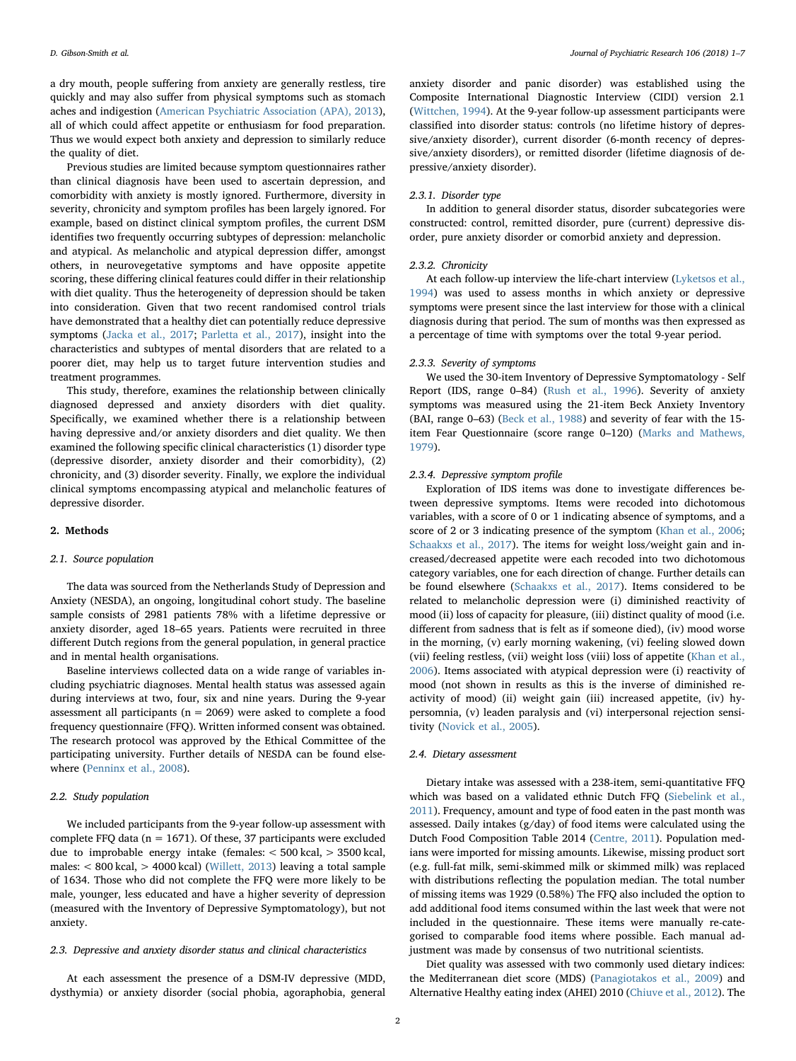a dry mouth, people suffering from anxiety are generally restless, tire quickly and may also suffer from physical symptoms such as stomach aches and indigestion (American Psychiatric Association (APA), 2013), all of which could affect appetite or enthusiasm for food preparation. Thus we would expect both anxiety and depression to similarly reduce the quality of diet.

Previous studies are limited because symptom questionnaires rather than clinical diagnosis have been used to ascertain depression, and comorbidity with anxiety is mostly ignored. Furthermore, diversity in severity, chronicity and symptom profiles has been largely ignored. For example, based on distinct clinical symptom profiles, the current DSM identifies two frequently occurring subtypes of depression: melancholic and atypical. As melancholic and atypical depression differ, amongst others, in neurovegetative symptoms and have opposite appetite scoring, these differing clinical features could differ in their relationship with diet quality. Thus the heterogeneity of depression should be taken into consideration. Given that two recent randomised control trials have demonstrated that a healthy diet can potentially reduce depressive symptoms (Jacka et al., 2017; Parletta et al., 2017), insight into the characteristics and subtypes of mental disorders that are related to a poorer diet, may help us to target future intervention studies and treatment programmes.

This study, therefore, examines the relationship between clinically diagnosed depressed and anxiety disorders with diet quality. Specifically, we examined whether there is a relationship between having depressive and/or anxiety disorders and diet quality. We then examined the following specific clinical characteristics (1) disorder type (depressive disorder, anxiety disorder and their comorbidity), (2) chronicity, and (3) disorder severity. Finally, we explore the individual clinical symptoms encompassing atypical and melancholic features of depressive disorder.

## 2. Methods

### 2.1. Source population

The data was sourced from the Netherlands Study of Depression and Anxiety (NESDA), an ongoing, longitudinal cohort study. The baseline sample consists of 2981 patients 78% with a lifetime depressive or anxiety disorder, aged 18–65 years. Patients were recruited in three different Dutch regions from the general population, in general practice and in mental health organisations.

Baseline interviews collected data on a wide range of variables including psychiatric diagnoses. Mental health status was assessed again during interviews at two, four, six and nine years. During the 9-year assessment all participants (n = 2069) were asked to complete a food frequency questionnaire (FFQ). Written informed consent was obtained. The research protocol was approved by the Ethical Committee of the participating university. Further details of NESDA can be found elsewhere (Penninx et al., 2008).

### 2.2. Study population

We included participants from the 9-year follow-up assessment with complete FFQ data (n = 1671). Of these, 37 participants were excluded due to improbable energy intake (females: < 500 kcal, > 3500 kcal, males: < 800 kcal, > 4000 kcal) (Willett, 2013) leaving a total sample of 1634. Those who did not complete the FFQ were more likely to be male, younger, less educated and have a higher severity of depression (measured with the Inventory of Depressive Symptomatology), but not anxiety.

### 2.3. Depressive and anxiety disorder status and clinical characteristics

At each assessment the presence of a DSM-IV depressive (MDD, dysthymia) or anxiety disorder (social phobia, agoraphobia, general anxiety disorder and panic disorder) was established using the Composite International Diagnostic Interview (CIDI) version 2.1 (Wittchen, 1994). At the 9-year follow-up assessment participants were classified into disorder status: controls (no lifetime history of depressive/anxiety disorder), current disorder (6-month recency of depressive/anxiety disorders), or remitted disorder (lifetime diagnosis of depressive/anxiety disorder).

#### 2.3.1. Disorder type

In addition to general disorder status, disorder subcategories were constructed: control, remitted disorder, pure (current) depressive disorder, pure anxiety disorder or comorbid anxiety and depression.

#### 2.3.2. Chronicity

At each follow-up interview the life-chart interview (Lyketsos et al., 1994) was used to assess months in which anxiety or depressive symptoms were present since the last interview for those with a clinical diagnosis during that period. The sum of months was then expressed as a percentage of time with symptoms over the total 9-year period.

#### 2.3.3. Severity of symptoms

We used the 30-item Inventory of Depressive Symptomatology - Self Report (IDS, range 0–84) (Rush et al., 1996). Severity of anxiety symptoms was measured using the 21-item Beck Anxiety Inventory (BAI, range 0–63) (Beck et al., 1988) and severity of fear with the 15-item Fear Questionnaire (score range 0–120) (Marks and Mathews, 1979).

#### 2.3.4. Depressive symptom profile

Exploration of IDS items was done to investigate differences between depressive symptoms. Items were recoded into dichotomous variables, with a score of 0 or 1 indicating absence of symptoms, and a score of 2 or 3 indicating presence of the symptom (Khan et al., 2006; Schaakxs et al., 2017). The items for weight loss/weight gain and increased/decreased appetite were each recoded into two dichotomous category variables, one for each direction of change. Further details can be found elsewhere (Schaakxs et al., 2017). Items considered to be related to melancholic depression were (i) diminished reactivity of mood (ii) loss of capacity for pleasure, (iii) distinct quality of mood (i.e. different from sadness that is felt as if someone died), (iv) mood worse in the morning, (v) early morning wakening, (vi) feeling slowed down (vii) feeling restless, (vii) weight loss (viii) loss of appetite (Khan et al., 2006). Items associated with atypical depression were (i) reactivity of mood (not shown in results as this is the inverse of diminished reactivity of mood) (ii) weight gain (iii) increased appetite, (iv) hypersomnia, (v) leaden paralysis and (vi) interpersonal rejection sensitivity (Novick et al., 2005).

### 2.4. Dietary assessment

Dietary intake was assessed with a 238-item, semi-quantitative FFQ which was based on a validated ethnic Dutch FFQ (Siebelink et al., 2011). Frequency, amount and type of food eaten in the past month was assessed. Daily intakes (g/day) of food items were calculated using the Dutch Food Composition Table 2014 (Centre, 2011). Population medians were imported for missing amounts. Likewise, missing product sort (e.g. full-fat milk, semi-skimmed milk or skimmed milk) was replaced with distributions reflecting the population median. The total number of missing items was 1929 (0.58%) The FFQ also included the option to add additional food items consumed within the last week that were not included in the questionnaire. These items were manually re-categorised to comparable food items where possible. Each manual adjustment was made by consensus of two nutritional scientists.

Diet quality was assessed with two commonly used dietary indices: the Mediterranean diet score (MDS) (Panagiotakos et al., 2009) and Alternative Healthy eating index (AHEI) 2010 (Chiuve et al., 2012). The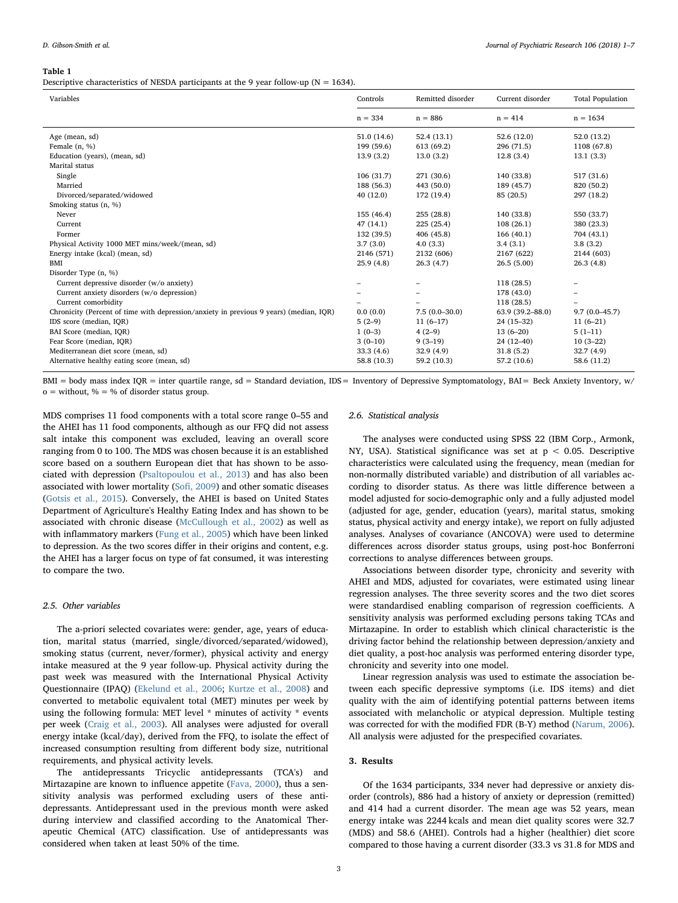**Table 1**
Descriptive characteristics of NESDA participants at the 9 year follow-up (N = 1634).

| Variables | Controls | Remitted disorder | Current disorder | Total Population |
|---|---|---|---|---|
| | n = 334 | n = 886 | n = 414 | n = 1634 |
| Age (mean, sd) | 51.0 (14.6) | 52.4 (13.1) | 52.6 (12.0) | 52.0 (13.2) |
| Female (n, %) | 199 (59.6) | 613 (69.2) | 296 (71.5) | 1108 (67.8) |
| Education (years), (mean, sd) | 13.9 (3.2) | 13.0 (3.2) | 12.8 (3.4) | 13.1 (3.3) |
| Marital status | | | | |
| Single | 106 (31.7) | 271 (30.6) | 140 (33.8) | 517 (31.6) |
| Married | 188 (56.3) | 443 (50.0) | 189 (45.7) | 820 (50.2) |
| Divorced/separated/widowed | 40 (12.0) | 172 (19.4) | 85 (20.5) | 297 (18.2) |
| Smoking status (n, %) | | | | |
| Never | 155 (46.4) | 255 (28.8) | 140 (33.8) | 550 (33.7) |
| Current | 47 (14.1) | 225 (25.4) | 108 (26.1) | 380 (23.3) |
| Former | 132 (39.5) | 406 (45.8) | 166 (40.1) | 704 (43.1) |
| Physical Activity 1000 MET mins/week/(mean, sd) | 3.7 (3.0) | 4.0 (3.3) | 3.4 (3.1) | 3.8 (3.2) |
| Energy intake (kcal) (mean, sd) | 2146 (571) | 2132 (606) | 2167 (622) | 2144 (603) |
| BMI | 25.9 (4.8) | 26.3 (4.7) | 26.5 (5.00) | 26.3 (4.8) |
| Disorder Type (n, %) | | | | |
| Current depressive disorder (w/o anxiety) | – | – | 118 (28.5) | – |
| Current anxiety disorders (w/o depression) | – | – | 178 (43.0) | – |
| Current comorbidity | – | – | 118 (28.5) | – |
| Chronicity (Percent of time with depression/anxiety in previous 9 years) (median, IQR) | 0.0 (0.0) | 7.5 (0.0–30.0) | 63.9 (39.2–88.0) | 9.7 (0.0–45.7) |
| IDS score (median, IQR) | 5 (2–9) | 11 (6–17) | 24 (15–32) | 11 (6–21) |
| BAI Score (median, IQR) | 1 (0–3) | 4 (2–9) | 13 (6–20) | 5 (1–11) |
| Fear Score (median, IQR) | 3 (0–10) | 9 (3–19) | 24 (12–40) | 10 (3–22) |
| Mediterranean diet score (mean, sd) | 33.3 (4.6) | 32.9 (4.9) | 31.8 (5.2) | 32.7 (4.9) |
| Alternative healthy eating score (mean, sd) | 58.8 (10.3) | 59.2 (10.3) | 57.2 (10.6) | 58.6 (11.2) |

BMI = body mass index IQR = inter quartile range, sd = Standard deviation, IDS = Inventory of Depressive Symptomatology, BAI = Beck Anxiety Inventory, w/o = without, % = % of disorder status group.

MDS comprises 11 food components with a total score range 0–55 and the AHEI has 11 food components, although as our FFQ did not assess salt intake this component was excluded, leaving an overall score ranging from 0 to 100. The MDS was chosen because it is an established score based on a southern European diet that has shown to be associated with depression (Psaltopoulou et al., 2013) and has also been associated with lower mortality (Sofi, 2009) and other somatic diseases (Gotsis et al., 2015). Conversely, the AHEI is based on United States Department of Agriculture's Healthy Eating Index and has shown to be associated with chronic disease (McCullough et al., 2002) as well as with inflammatory markers (Fung et al., 2005) which have been linked to depression. As the two scores differ in their origins and content, e.g. the AHEI has a larger focus on type of fat consumed, it was interesting to compare the two.

### 2.5. Other variables

The a-priori selected covariates were: gender, age, years of education, marital status (married, single/divorced/separated/widowed), smoking status (current, never/former), physical activity and energy intake measured at the 9 year follow-up. Physical activity during the past week was measured with the International Physical Activity Questionnaire (IPAQ) (Ekelund et al., 2006; Kurtze et al., 2008) and converted to metabolic equivalent total (MET) minutes per week by using the following formula: MET level * minutes of activity * events per week (Craig et al., 2003). All analyses were adjusted for overall energy intake (kcal/day), derived from the FFQ, to isolate the effect of increased consumption resulting from different body size, nutritional requirements, and physical activity levels.

The antidepressants Tricyclic antidepressants (TCA's) and Mirtazapine are known to influence appetite (Fava, 2000), thus a sensitivity analysis was performed excluding users of these antidepressants. Antidepressant used in the previous month were asked during interview and classified according to the Anatomical Therapeutic Chemical (ATC) classification. Use of antidepressants was considered when taken at least 50% of the time.

### 2.6. Statistical analysis

The analyses were conducted using SPSS 22 (IBM Corp., Armonk, NY, USA). Statistical significance was set at $p < 0.05$. Descriptive characteristics were calculated using the frequency, mean (median for non-normally distributed variable) and distribution of all variables according to disorder status. As there was little difference between a model adjusted for socio-demographic only and a fully adjusted model (adjusted for age, gender, education (years), marital status, smoking status, physical activity and energy intake), we report on fully adjusted analyses. Analyses of covariance (ANCOVA) were used to determine differences across disorder status groups, using post-hoc Bonferroni corrections to analyse differences between groups.

Associations between disorder type, chronicity and severity with AHEI and MDS, adjusted for covariates, were estimated using linear regression analyses. The three severity scores and the two diet scores were standardised enabling comparison of regression coefficients. A sensitivity analysis was performed excluding persons taking TCAs and Mirtazapine. In order to establish which clinical characteristic is the driving factor behind the relationship between depression/anxiety and diet quality, a post-hoc analysis was performed entering disorder type, chronicity and severity into one model.

Linear regression analysis was used to estimate the association between each specific depressive symptoms (i.e. IDS items) and diet quality with the aim of identifying potential patterns between items associated with melancholic or atypical depression. Multiple testing was corrected for with the modified FDR (B-Y) method (Narum, 2006). All analysis were adjusted for the prespecified covariates.

## 3. Results

Of the 1634 participants, 334 never had depressive or anxiety disorder (controls), 886 had a history of anxiety or depression (remitted) and 414 had a current disorder. The mean age was 52 years, mean energy intake was 2244 kcals and mean diet quality scores were 32.7 (MDS) and 58.6 (AHEI). Controls had a higher (healthier) diet score compared to those having a current disorder (33.3 vs 31.8 for MDS and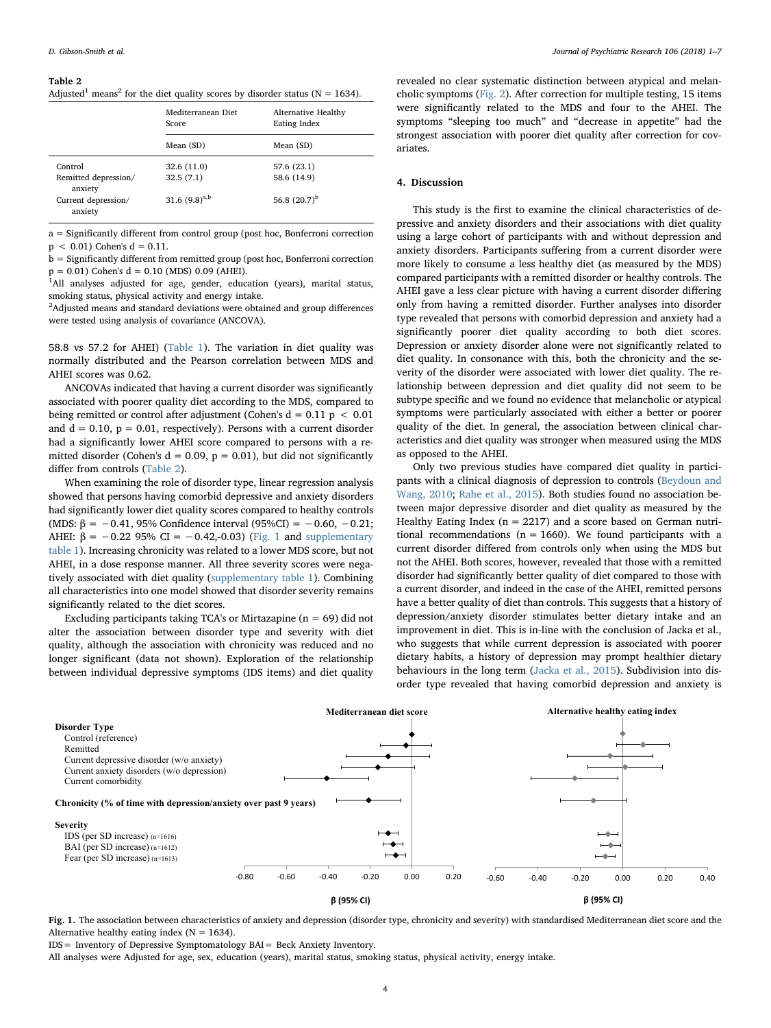**Table 2**
Adjusted[1] means[2] for the diet quality scores by disorder status (N = 1634).

| | Mediterranean Diet Score | Alternative Healthy Eating Index |
|---|---|---|
| | Mean (SD) | Mean (SD) |
| Control | 32.6 (11.0) | 57.6 (23.1) |
| Remitted depression/anxiety | 32.5 (7.1) | 58.6 (14.9) |
| Current depression/anxiety | 31.6 (9.8)[a,b] | 56.8 (20.7)[b] |

a = Significantly different from control group (post hoc, Bonferroni correction $p < 0.01$) Cohen's d = 0.11.

b = Significantly different from remitted group (post hoc, Bonferroni correction p = 0.01) Cohen's d = 0.10 (MDS) 0.09 (AHEI).

[1]All analyses adjusted for age, gender, education (years), marital status, smoking status, physical activity and energy intake.

[2]Adjusted means and standard deviations were obtained and group differences were tested using analysis of covariance (ANCOVA).

58.8 vs 57.2 for AHEI) (Table 1). The variation in diet quality was normally distributed and the Pearson correlation between MDS and AHEI scores was 0.62.

ANCOVAs indicated that having a current disorder was significantly associated with poorer quality diet according to the MDS, compared to being remitted or control after adjustment (Cohen's d = 0.11 $p < 0.01$ and d = 0.10, p = 0.01, respectively). Persons with a current disorder had a significantly lower AHEI score compared to persons with a remitted disorder (Cohen's d = 0.09, p = 0.01), but did not significantly differ from controls (Table 2).

When examining the role of disorder type, linear regression analysis showed that persons having comorbid depressive and anxiety disorders had significantly lower diet quality scores compared to healthy controls (MDS: β = −0.41, 95% Confidence interval (95%CI) = −0.60, −0.21; AHEI: β = −0.22 95% CI = −0.42,-0.03) (Fig. 1 and supplementary table 1). Increasing chronicity was related to a lower MDS score, but not AHEI, in a dose response manner. All three severity scores were negatively associated with diet quality (supplementary table 1). Combining all characteristics into one model showed that disorder severity remains significantly related to the diet scores.

Excluding participants taking TCA's or Mirtazapine (n = 69) did not alter the association between disorder type and severity with diet quality, although the association with chronicity was reduced and no longer significant (data not shown). Exploration of the relationship between individual depressive symptoms (IDS items) and diet quality revealed no clear systematic distinction between atypical and melancholic symptoms (Fig. 2). After correction for multiple testing, 15 items were significantly related to the MDS and four to the AHEI. The symptoms "sleeping too much" and "decrease in appetite" had the strongest association with poorer diet quality after correction for covariates.

## 4. Discussion

This study is the first to examine the clinical characteristics of depressive and anxiety disorders and their associations with diet quality using a large cohort of participants with and without depression and anxiety disorders. Participants suffering from a current disorder were more likely to consume a less healthy diet (as measured by the MDS) compared participants with a remitted disorder or healthy controls. The AHEI gave a less clear picture with having a current disorder differing only from having a remitted disorder. Further analyses into disorder type revealed that persons with comorbid depression and anxiety had a significantly poorer diet quality according to both diet scores. Depression or anxiety disorder alone were not significantly related to diet quality. In consonance with this, both the chronicity and the severity of the disorder were associated with lower diet quality. The relationship between depression and diet quality did not seem to be subtype specific and we found no evidence that melancholic or atypical symptoms were particularly associated with either a better or poorer quality of the diet. In general, the association between clinical characteristics and diet quality was stronger when measured using the MDS as opposed to the AHEI.

Only two previous studies have compared diet quality in participants with a clinical diagnosis of depression to controls (Beydoun and Wang, 2010; Rahe et al., 2015). Both studies found no association between major depressive disorder and diet quality as measured by the Healthy Eating Index (n = 2217) and a score based on German nutritional recommendations (n = 1660). We found participants with a current disorder differed from controls only when using the MDS but not the AHEI. Both scores, however, revealed that those with a remitted disorder had significantly better quality of diet compared to those with a current disorder, and indeed in the case of the AHEI, remitted persons have a better quality of diet than controls. This suggests that a history of depression/anxiety disorder stimulates better dietary intake and an improvement in diet. This is in-line with the conclusion of Jacka et al., who suggests that while current depression is associated with poorer dietary habits, a history of depression may prompt healthier dietary behaviours in the long term (Jacka et al., 2015). Subdivision into disorder type revealed that having comorbid depression and anxiety is

**Fig. 1.** The association between characteristics of anxiety and depression (disorder type, chronicity and severity) with standardised Mediterranean diet score and the Alternative healthy eating index (N = 1634).

IDS= Inventory of Depressive Symptomatology BAI= Beck Anxiety Inventory.

All analyses were Adjusted for age, sex, education (years), marital status, smoking status, physical activity, energy intake.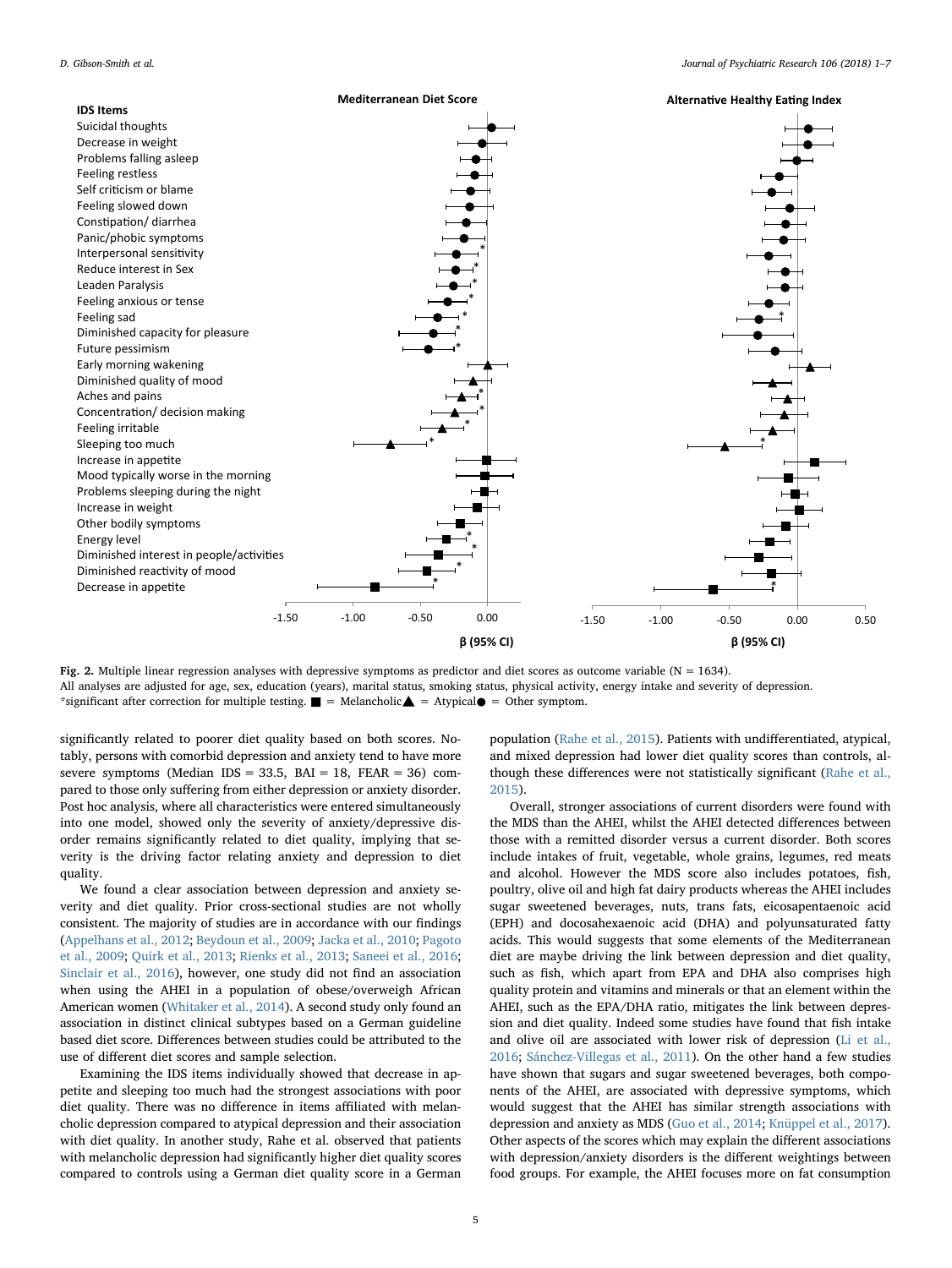Fig. 2. Multiple linear regression analyses with depressive symptoms as predictor and diet scores as outcome variable (N = 1634).
All analyses are adjusted for age, sex, education (years), marital status, smoking status, physical activity, energy intake and severity of depression.
*significant after correction for multiple testing. ■ = Melancholic▲ = Atypical● = Other symptom.

significantly related to poorer diet quality based on both scores. Notably, persons with comorbid depression and anxiety tend to have more severe symptoms (Median IDS = 33.5, BAI = 18, FEAR = 36) compared to those only suffering from either depression or anxiety disorder. Post hoc analysis, where all characteristics were entered simultaneously into one model, showed only the severity of anxiety/depressive disorder remains significantly related to diet quality, implying that severity is the driving factor relating anxiety and depression to diet quality.

We found a clear association between depression and anxiety severity and diet quality. Prior cross-sectional studies are not wholly consistent. The majority of studies are in accordance with our findings (Appelhans et al., 2012; Beydoun et al., 2009; Jacka et al., 2010; Pagoto et al., 2009; Quirk et al., 2013; Rienks et al., 2013; Saneei et al., 2016; Sinclair et al., 2016), however, one study did not find an association when using the AHEI in a population of obese/overweigh African American women (Whitaker et al., 2014). A second study only found an association in distinct clinical subtypes based on a German guideline based diet score. Differences between studies could be attributed to the use of different diet scores and sample selection.

Examining the IDS items individually showed that decrease in appetite and sleeping too much had the strongest associations with poor diet quality. There was no difference in items affiliated with melancholic depression compared to atypical depression and their association with diet quality. In another study, Rahe et al. observed that patients with melancholic depression had significantly higher diet quality scores compared to controls using a German diet quality score in a German population (Rahe et al., 2015). Patients with undifferentiated, atypical, and mixed depression had lower diet quality scores than controls, although these differences were not statistically significant (Rahe et al., 2015).

Overall, stronger associations of current disorders were found with the MDS than the AHEI, whilst the AHEI detected differences between those with a remitted disorder versus a current disorder. Both scores include intakes of fruit, vegetable, whole grains, legumes, red meats and alcohol. However the MDS score also includes potatoes, fish, poultry, olive oil and high fat dairy products whereas the AHEI includes sugar sweetened beverages, nuts, trans fats, eicosapentaenoic acid (EPH) and docosahexaenoic acid (DHA) and polyunsaturated fatty acids. This would suggest that some elements of the Mediterranean diet are maybe driving the link between depression and diet quality, such as fish, which apart from EPA and DHA also comprises high quality protein and vitamins and minerals or that an element within the AHEI, such as the EPA/DHA ratio, mitigates the link between depression and diet quality. Indeed some studies have found that fish intake and olive oil are associated with lower risk of depression (Li et al., 2016; Sánchez-Villegas et al., 2011). On the other hand a few studies have shown that sugars and sugar sweetened beverages, both components of the AHEI, are associated with depressive symptoms, which would suggest that the AHEI has similar strength associations with depression and anxiety as MDS (Guo et al., 2014; Knüppel et al., 2017). Other aspects of the scores which may explain the different associations with depression/anxiety disorders is the different weightings between food groups. For example, the AHEI focuses more on fat consumption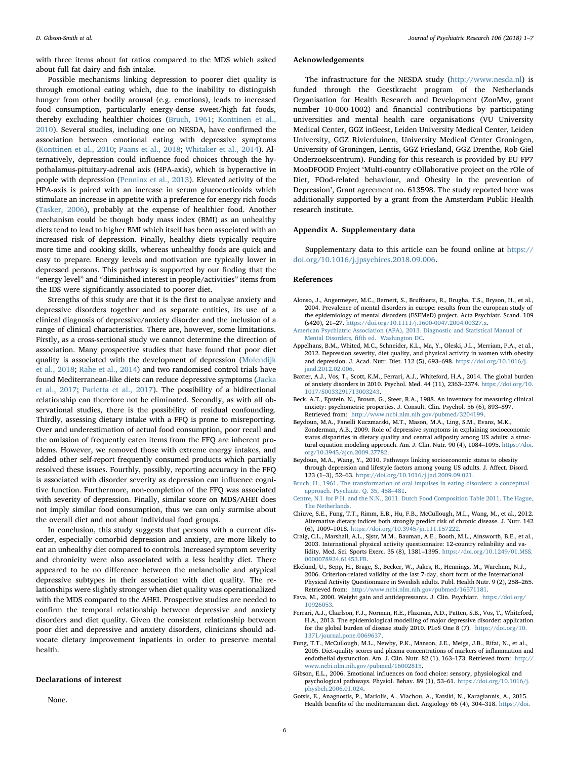with three items about fat ratios compared to the MDS which asked about full fat dairy and fish intake.

Possible mechanisms linking depression to poorer diet quality is through emotional eating which, due to the inability to distinguish hunger from other bodily arousal (e.g. emotions), leads to increased food consumption, particularly energy-dense sweet/high fat foods, thereby excluding healthier choices (Bruch, 1961; Konttinen et al., 2010). Several studies, including one on NESDA, have confirmed the association between emotional eating with depressive symptoms (Konttinen et al., 2010; Paans et al., 2018; Whitaker et al., 2014). Alternatively, depression could influence food choices through the hypothalamus-pituitary-adrenal axis (HPA-axis), which is hyperactive in people with depression (Penninx et al., 2013). Elevated activity of the HPA-axis is paired with an increase in serum glucocorticoids which stimulate an increase in appetite with a preference for energy rich foods (Tasker, 2006), probably at the expense of healthier food. Another mechanism could be though body mass index (BMI) as an unhealthy diets tend to lead to higher BMI which itself has been associated with an increased risk of depression. Finally, healthy diets typically require more time and cooking skills, whereas unhealthy foods are quick and easy to prepare. Energy levels and motivation are typically lower in depressed persons. This pathway is supported by our finding that the "energy level" and "diminished interest in people/activities" items from the IDS were significantly associated to poorer diet.

Strengths of this study are that it is the first to analyse anxiety and depressive disorders together and as separate entities, its use of a clinical diagnosis of depressive/anxiety disorder and the inclusion of a range of clinical characteristics. There are, however, some limitations. Firstly, as a cross-sectional study we cannot determine the direction of association. Many prospective studies that have found that poor diet quality is associated with the development of depression (Molendijk et al., 2018; Rahe et al., 2014) and two randomised control trials have found Mediterranean-like diets can reduce depressive symptoms (Jacka et al., 2017; Parletta et al., 2017). The possibility of a bidirectional relationship can therefore not be eliminated. Secondly, as with all observational studies, there is the possibility of residual confounding. Thirdly, assessing dietary intake with a FFQ is prone to misreporting. Over and underestimation of actual food consumption, poor recall and the omission of frequently eaten items from the FFQ are inherent problems. However, we removed those with extreme energy intakes, and added other self-report frequently consumed products which partially resolved these issues. Fourthly, possibly, reporting accuracy in the FFQ is associated with disorder severity as depression can influence cognitive function. Furthermore, non-completion of the FFQ was associated with severity of depression. Finally, similar score on MDS/AHEI does not imply similar food consumption, thus we can only surmise about the overall diet and not about individual food groups.

In conclusion, this study suggests that persons with a current disorder, especially comorbid depression and anxiety, are more likely to eat an unhealthy diet compared to controls. Increased symptom severity and chronicity were also associated with a less healthy diet. There appeared to be no difference between the melancholic and atypical depressive subtypes in their association with diet quality. The relationships were slightly stronger when diet quality was operationalized with the MDS compared to the AHEI. Prospective studies are needed to confirm the temporal relationship between depressive and anxiety disorders and diet quality. Given the consistent relationship between poor diet and depressive and anxiety disorders, clinicians should advocate dietary improvement inpatients in order to preserve mental health.

## Declarations of interest

None.

## Acknowledgements

The infrastructure for the NESDA study (http://www.nesda.nl) is funded through the Geestkracht program of the Netherlands Organisation for Health Research and Development (ZonMw, grant number 10-000-1002) and financial contributions by participating universities and mental health care organisations (VU University Medical Center, GGZ inGeest, Leiden University Medical Center, Leiden University, GGZ Rivierduinen, University Medical Center Groningen, University of Groningen, Lentis, GGZ Friesland, GGZ Drenthe, Rob Giel Onderzoekscentrum). Funding for this research is provided by EU FP7 MooDFOOD Project 'Multi-country cOllaborative project on the rOle of Diet, FOod-related behaviour, and Obesity in the prevention of Depression', Grant agreement no. 613598. The study reported here was additionally supported by a grant from the Amsterdam Public Health research institute.

## Appendix A. Supplementary data

Supplementary data to this article can be found online at https://doi.org/10.1016/j.jpsychires.2018.09.006.

## References

Alonso, J., Angermeyer, M.C., Bernert, S., Bruffaerts, R., Brugha, T.S., Bryson, H., et al., 2004. Prevalence of mental disorders in europe: results from the european study of the epidemiology of mental disorders (ESEMeD) project. Acta Psychiatr. Scand. 109 (s420), 21–27. https://doi.org/10.1111/j.1600-0047.2004.00327.x.

American Psychiatric Association (APA), 2013. Diagnostic and Statistical Manual of Mental Disorders, fifth ed. Washington DC.

Appelhans, B.M., Whited, M.C., Schneider, K.L., Ma, Y., Oleski, J.L., Merriam, P.A., et al., 2012. Depression severity, diet quality, and physical activity in women with obesity and depression. J. Acad. Nutr. Diet. 112 (5), 693–698. https://doi.org/10.1016/j.jand.2012.02.006.

Baxter, A.J., Vos, T., Scott, K.M., Ferrari, A.J., Whiteford, H.A., 2014. The global burden of anxiety disorders in 2010. Psychol. Med. 44 (11), 2363–2374. https://doi.org/10.1017/S0033291713003243.

Beck, A.T., Epstein, N., Brown, G., Steer, R.A., 1988. An inventory for measuring clinical anxiety: psychometric properties. J. Consult. Clin. Psychol. 56 (6), 893–897. Retrieved from: http://www.ncbi.nlm.nih.gov/pubmed/3204199.

Beydoun, M.A., Fanelli Kuczmarski, M.T., Mason, M.A., Ling, S.M., Evans, M.K., Zonderman, A.B., 2009. Role of depressive symptoms in explaining socioeconomic status disparities in dietary quality and central adiposity among US adults: a structural equation modeling approach. Am. J. Clin. Nutr. 90 (4), 1084–1095. https://doi.org/10.3945/ajcn.2009.27782.

Beydoun, M.A., Wang, Y., 2010. Pathways linking socioeconomic status to obesity through depression and lifestyle factors among young US adults. J. Affect. Disord. 123 (1–3), 52–63. https://doi.org/10.1016/j.jad.2009.09.021.

Bruch, H., 1961. The transformation of oral impulses in eating disorders: a conceptual approach. Psychiatr. Q. 35, 458–481.

Centre, N.I. for P.H. and the N.N., 2011. Dutch Food Composition Table 2011. The Hague, The Netherlands.

Chiuve, S.E., Fung, T.T., Rimm, E.B., Hu, F.B., McCullough, M.L., Wang, M., et al., 2012. Alternative dietary indices both strongly predict risk of chronic disease. J. Nutr. 142 (6), 1009–1018. https://doi.org/10.3945/jn.111.157222.

Craig, C.L., Marshall, A.L., Sjstr, M.M., Bauman, A.E., Booth, M.L., Ainsworth, B.E., et al., 2003. International physical activity questionnaire: 12-country reliability and validity. Med. Sci. Sports Exerc. 35 (8), 1381–1395. https://doi.org/10.1249/01.MSS.0000078924.61453.FB.

Ekelund, U., Sepp, H., Brage, S., Becker, W., Jakes, R., Hennings, M., Wareham, N.J., 2006. Criterion-related validity of the last 7-day, short form of the International Physical Activity Questionnaire in Swedish adults. Publ. Health Nutr. 9 (2), 258–265. Retrieved from: http://www.ncbi.nlm.nih.gov/pubmed/16571181.

Fava, M., 2000. Weight gain and antidepressants. J. Clin. Psychiatr. https://doi.org/10926053.

Ferrari, A.J., Charlson, F.J., Norman, R.E., Flaxman, A.D., Patten, S.B., Vos, T., Whiteford, H.A., 2013. The epidemiological modelling of major depressive disorder: application for the global burden of disease study 2010. PLoS One 8 (7). https://doi.org/10.1371/journal.pone.0069637.

Fung, T.T., McCullough, M.L., Newby, P.K., Manson, J.E., Meigs, J.B., Rifai, N., et al., 2005. Diet-quality scores and plasma concentrations of markers of inflammation and endothelial dysfunction. Am. J. Clin. Nutr. 82 (1), 163–173. Retrieved from: http://www.ncbi.nlm.nih.gov/pubmed/16002815.

Gibson, E.L., 2006. Emotional influences on food choice: sensory, physiological and psychological pathways. Physiol. Behav. 89 (1), 53–61. https://doi.org/10.1016/j.physbeh.2006.01.024.

Gotsis, E., Anagnostis, P., Mariolis, A., Vlachou, A., Katsiki, N., Karagiannis, A., 2015. Health benefits of the mediterranean diet. Angiology 66 (4), 304–318. https://doi.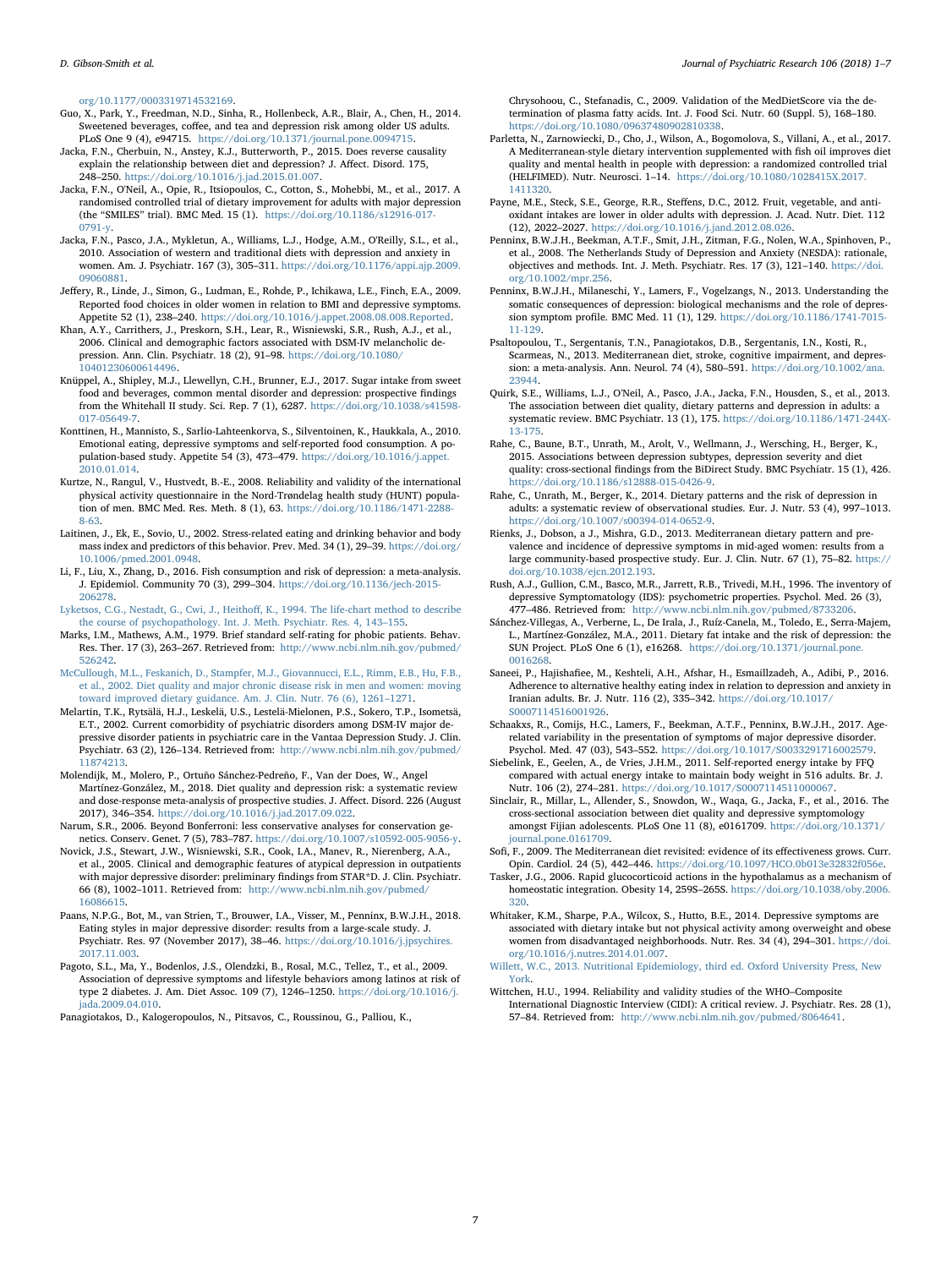org/10.1177/0003319714532169.

Guo, X., Park, Y., Freedman, N.D., Sinha, R., Hollenbeck, A.R., Blair, A., Chen, H., 2014. Sweetened beverages, coffee, and tea and depression risk among older US adults. PLoS One 9 (4), e94715. https://doi.org/10.1371/journal.pone.0094715.

Jacka, F.N., Cherbuin, N., Anstey, K.J., Butterworth, P., 2015. Does reverse causality explain the relationship between diet and depression? J. Affect. Disord. 175, 248–250. https://doi.org/10.1016/j.jad.2015.01.007.

Jacka, F.N., O'Neil, A., Opie, R., Itsiopoulos, C., Cotton, S., Mohebbi, M., et al., 2017. A randomised controlled trial of dietary improvement for adults with major depression (the "SMILES" trial). BMC Med. 15 (1). https://doi.org/10.1186/s12916-017-0791-y.

Jacka, F.N., Pasco, J.A., Mykletun, A., Williams, L.J., Hodge, A.M., O'Reilly, S.L., et al., 2010. Association of western and traditional diets with depression and anxiety in women. Am. J. Psychiatr. 167 (3), 305–311. https://doi.org/10.1176/appi.ajp.2009.09060881.

Jeffery, R., Linde, J., Simon, G., Ludman, E., Rohde, P., Ichikawa, L.E., Finch, E.A., 2009. Reported food choices in older women in relation to BMI and depressive symptoms. Appetite 52 (1), 238–240. https://doi.org/10.1016/j.appet.2008.08.008.Reported.

Khan, A.Y., Carrithers, J., Preskorn, S.H., Lear, R., Wisniewski, S.R., Rush, A.J., et al., 2006. Clinical and demographic factors associated with DSM-IV melancholic depression. Ann. Clin. Psychiatr. 18 (2), 91–98. https://doi.org/10.1080/10401230600614496.

Knüppel, A., Shipley, M.J., Llewellyn, C.H., Brunner, E.J., 2017. Sugar intake from sweet food and beverages, common mental disorder and depression: prospective findings from the Whitehall II study. Sci. Rep. 7 (1), 6287. https://doi.org/10.1038/s41598-017-05649-7.

Konttinen, H., Mannisto, S., Sarlio-Lahteenkorva, S., Silventoinen, K., Haukkala, A., 2010. Emotional eating, depressive symptoms and self-reported food consumption. A population-based study. Appetite 54 (3), 473–479. https://doi.org/10.1016/j.appet.2010.01.014.

Kurtze, N., Rangul, V., Hustvedt, B.-E., 2008. Reliability and validity of the international physical activity questionnaire in the Nord-Trøndelag health study (HUNT) population of men. BMC Med. Res. Meth. 8 (1), 63. https://doi.org/10.1186/1471-2288-8-63.

Laitinen, J., Ek, E., Sovio, U., 2002. Stress-related eating and drinking behavior and body mass index and predictors of this behavior. Prev. Med. 34 (1), 29–39. https://doi.org/10.1006/pmed.2001.0948.

Li, F., Liu, X., Zhang, D., 2016. Fish consumption and risk of depression: a meta-analysis. J. Epidemiol. Community 70 (3), 299–304. https://doi.org/10.1136/jech-2015-206278.

Lyketsos, C.G., Nestadt, G., Cwi, J., Heithoff, K., 1994. The life-chart method to describe the course of psychopathology. Int. J. Meth. Psychiatr. Res. 4, 143–155.

Marks, I.M., Mathews, A.M., 1979. Brief standard self-rating for phobic patients. Behav. Res. Ther. 17 (3), 263–267. Retrieved from: http://www.ncbi.nlm.nih.gov/pubmed/526242.

McCullough, M.L., Feskanich, D., Stampfer, M.J., Giovannucci, E.L., Rimm, E.B., Hu, F.B., et al., 2002. Diet quality and major chronic disease risk in men and women: moving toward improved dietary guidance. Am. J. Clin. Nutr. 76 (6), 1261–1271.

Melartin, T.K., Rytsälä, H.J., Leskelä, U.S., Lestelä-Mielonen, P.S., Sokero, T.P., Isometsä, E.T., 2002. Current comorbidity of psychiatric disorders among DSM-IV major depressive disorder patients in psychiatric care in the Vantaa Depression Study. J. Clin. Psychiatr. 63 (2), 126–134. Retrieved from: http://www.ncbi.nlm.nih.gov/pubmed/11874213.

Molendijk, M., Molero, P., Ortuño Sánchez-Pedreño, F., Van der Does, W., Angel Martínez-González, M., 2018. Diet quality and depression risk: a systematic review and dose-response meta-analysis of prospective studies. J. Affect. Disord. 226 (August 2017), 346–354. https://doi.org/10.1016/j.jad.2017.09.022.

Narum, S.R., 2006. Beyond Bonferroni: less conservative analyses for conservation genetics. Conserv. Genet. 7 (5), 783–787. https://doi.org/10.1007/s10592-005-9056-y.

Novick, J.S., Stewart, J.W., Wisniewski, S.R., Cook, I.A., Manev, R., Nierenberg, A.A., et al., 2005. Clinical and demographic features of atypical depression in outpatients with major depressive disorder: preliminary findings from STAR*D. J. Clin. Psychiatr. 66 (8), 1002–1011. Retrieved from: http://www.ncbi.nlm.nih.gov/pubmed/16086615.

Paans, N.P.G., Bot, M., van Strien, T., Brouwer, I.A., Visser, M., Penninx, B.W.J.H., 2018. Eating styles in major depressive disorder: results from a large-scale study. J. Psychiatr. Res. 97 (November 2017), 38–46. https://doi.org/10.1016/j.jpsychires.2017.11.003.

Pagoto, S.L., Ma, Y., Bodenlos, J.S., Olendzki, B., Rosal, M.C., Tellez, T., et al., 2009. Association of depressive symptoms and lifestyle behaviors among latinos at risk of type 2 diabetes. J. Am. Diet Assoc. 109 (7), 1246–1250. https://doi.org/10.1016/j.jada.2009.04.010.

Panagiotakos, D., Kalogeropoulos, N., Pitsavos, C., Roussinou, G., Palliou, K., Chrysohoou, C., Stefanadis, C., 2009. Validation of the MedDietScore via the determination of plasma fatty acids. Int. J. Food Sci. Nutr. 60 (Suppl. 5), 168–180. https://doi.org/10.1080/09637480902810338.

Parletta, N., Zarnowiecki, D., Cho, J., Wilson, A., Bogomolova, S., Villani, A., et al., 2017. A Mediterranean-style dietary intervention supplemented with fish oil improves diet quality and mental health in people with depression: a randomized controlled trial (HELFIMED). Nutr. Neurosci. 1–14. https://doi.org/10.1080/1028415X.2017.1411320.

Payne, M.E., Steck, S.E., George, R.R., Steffens, D.C., 2012. Fruit, vegetable, and antioxidant intakes are lower in older adults with depression. J. Acad. Nutr. Diet. 112 (12), 2022–2027. https://doi.org/10.1016/j.jand.2012.08.026.

Penninx, B.W.J.H., Beekman, A.T.F., Smit, J.H., Zitman, F.G., Nolen, W.A., Spinhoven, P., et al., 2008. The Netherlands Study of Depression and Anxiety (NESDA): rationale, objectives and methods. Int. J. Meth. Psychiatr. Res. 17 (3), 121–140. https://doi.org/10.1002/mpr.256.

Penninx, B.W.J.H., Milaneschi, Y., Lamers, F., Vogelzangs, N., 2013. Understanding the somatic consequences of depression: biological mechanisms and the role of depression symptom profile. BMC Med. 11 (1), 129. https://doi.org/10.1186/1741-7015-11-129.

Psaltopoulou, T., Sergentanis, T.N., Panagiotakos, D.B., Sergentanis, I.N., Kosti, R., Scarmeas, N., 2013. Mediterranean diet, stroke, cognitive impairment, and depression: a meta-analysis. Ann. Neurol. 74 (4), 580–591. https://doi.org/10.1002/ana.23944.

Quirk, S.E., Williams, L.J., O'Neil, A., Pasco, J.A., Jacka, F.N., Housden, S., et al., 2013. The association between diet quality, dietary patterns and depression in adults: a systematic review. BMC Psychiatr. 13 (1), 175. https://doi.org/10.1186/1471-244X-13-175.

Rahe, C., Baune, B.T., Unrath, M., Arolt, V., Wellmann, J., Wersching, H., Berger, K., 2015. Associations between depression subtypes, depression severity and diet quality: cross-sectional findings from the BiDirect Study. BMC Psychiatr. 15 (1), 426. https://doi.org/10.1186/s12888-015-0426-9.

Rahe, C., Unrath, M., Berger, K., 2014. Dietary patterns and the risk of depression in adults: a systematic review of observational studies. Eur. J. Nutr. 53 (4), 997–1013. https://doi.org/10.1007/s00394-014-0652-9.

Rienks, J., Dobson, a J., Mishra, G.D., 2013. Mediterranean dietary pattern and prevalence and incidence of depressive symptoms in mid-aged women: results from a large community-based prospective study. Eur. J. Clin. Nutr. 67 (1), 75–82. https://doi.org/10.1038/ejcn.2012.193.

Rush, A.J., Gullion, C.M., Basco, M.R., Jarrett, R.B., Trivedi, M.H., 1996. The inventory of depressive Symptomatology (IDS): psychometric properties. Psychol. Med. 26 (3), 477–486. Retrieved from: http://www.ncbi.nlm.nih.gov/pubmed/8733206.

Sánchez-Villegas, A., Verberne, L., De Irala, J., Ruíz-Canela, M., Toledo, E., Serra-Majem, L., Martínez-González, M.A., 2011. Dietary fat intake and the risk of depression: the SUN Project. PLoS One 6 (1), e16268. https://doi.org/10.1371/journal.pone.0016268.

Saneei, P., Hajishafiee, M., Keshteli, A.H., Afshar, H., Esmaillzadeh, A., Adibi, P., 2016. Adherence to alternative healthy eating index in relation to depression and anxiety in Iranian adults. Br. J. Nutr. 116 (2), 335–342. https://doi.org/10.1017/S0007114516001926.

Schaakxs, R., Comijs, H.C., Lamers, F., Beekman, A.T.F., Penninx, B.W.J.H., 2017. Age-related variability in the presentation of symptoms of major depressive disorder. Psychol. Med. 47 (03), 543–552. https://doi.org/10.1017/S0033291716002579.

Siebelink, E., Geelen, A., de Vries, J.H.M., 2011. Self-reported energy intake by FFQ compared with actual energy intake to maintain body weight in 516 adults. Br. J. Nutr. 106 (2), 274–281. https://doi.org/10.1017/S0007114511000067.

Sinclair, R., Millar, L., Allender, S., Snowdon, W., Waqa, G., Jacka, F., et al., 2016. The cross-sectional association between diet quality and depressive symptomology amongst Fijian adolescents. PLoS One 11 (8), e0161709. https://doi.org/10.1371/journal.pone.0161709.

Sofi, F., 2009. The Mediterranean diet revisited: evidence of its effectiveness grows. Curr. Opin. Cardiol. 24 (5), 442–446. https://doi.org/10.1097/HCO.0b013e32832f056e.

Tasker, J.G., 2006. Rapid glucocorticoid actions in the hypothalamus as a mechanism of homeostatic integration. Obesity 14, 259S–265S. https://doi.org/10.1038/oby.2006.320.

Whitaker, K.M., Sharpe, P.A., Wilcox, S., Hutto, B.E., 2014. Depressive symptoms are associated with dietary intake but not physical activity among overweight and obese women from disadvantaged neighborhoods. Nutr. Res. 34 (4), 294–301. https://doi.org/10.1016/j.nutres.2014.01.007.

Willett, W.C., 2013. Nutritional Epidemiology, third ed. Oxford University Press, New York.

Wittchen, H.U., 1994. Reliability and validity studies of the WHO–Composite International Diagnostic Interview (CIDI): A critical review. J. Psychiatr. Res. 28 (1), 57–84. Retrieved from: http://www.ncbi.nlm.nih.gov/pubmed/8064641.